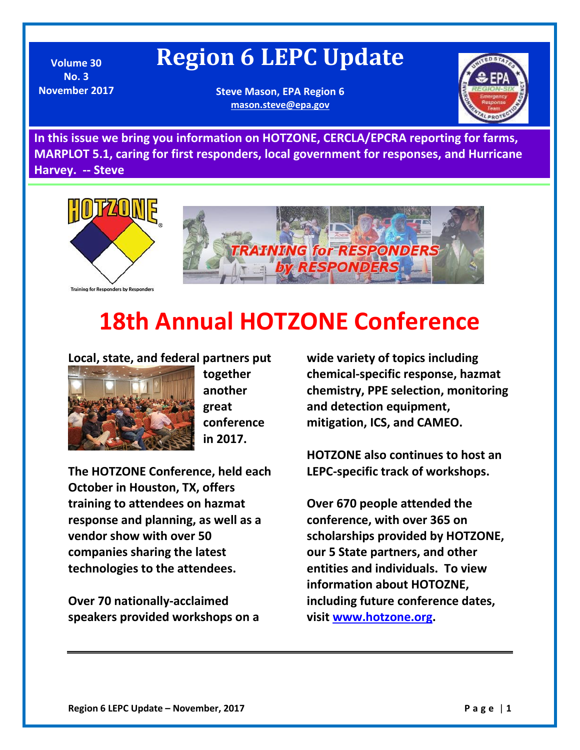Volume 30
No. 3
November 2017

# Region 6 LEPC Update

**Steve Mason, EPA Region 6**
**mason.steve@epa.gov**

**In this issue we bring you information on HOTZONE, CERCLA/EPCRA reporting for farms, MARPLOT 5.1, caring for first responders, local government for responses, and Hurricane Harvey. -- Steve**

# 18th Annual HOTZONE Conference

**Local, state, and federal partners put together another great conference in 2017.**

**The HOTZONE Conference, held each October in Houston, TX, offers training to attendees on hazmat response and planning, as well as a vendor show with over 50 companies sharing the latest technologies to the attendees.**

**Over 70 nationally-acclaimed speakers provided workshops on a wide variety of topics including chemical-specific response, hazmat chemistry, PPE selection, monitoring and detection equipment, mitigation, ICS, and CAMEO.**

**HOTZONE also continues to host an LEPC-specific track of workshops.**

**Over 670 people attended the conference, with over 365 on scholarships provided by HOTZONE, our 5 State partners, and other entities and individuals. To view information about HOTOZNE, including future conference dates, visit [www.hotzone.org](http://www.hotzone.org).**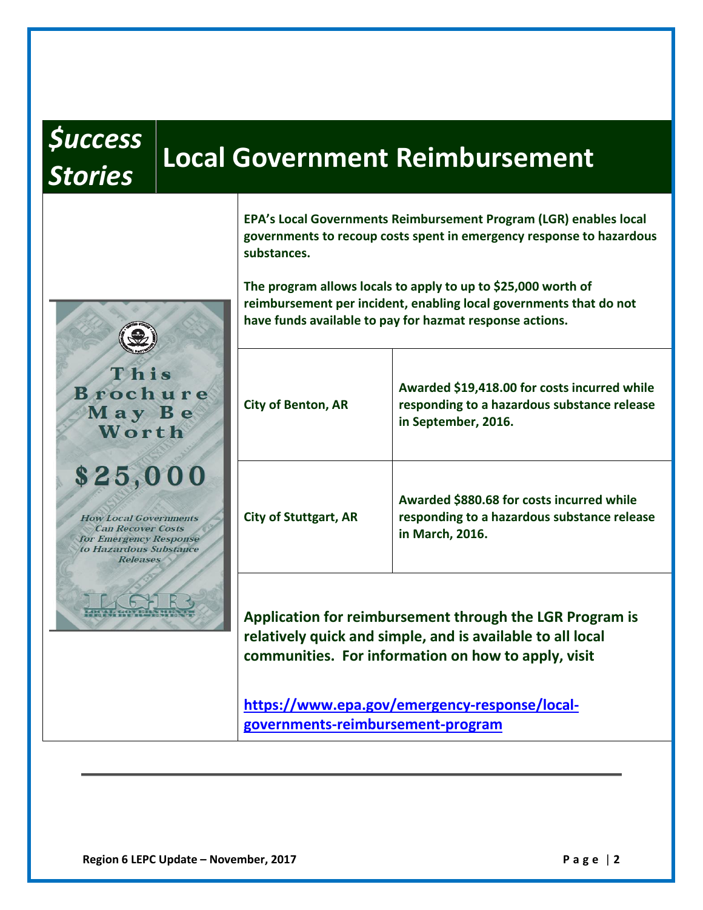## $uccess Stories — Local Government Reimbursement

**EPA's Local Governments Reimbursement Program (LGR) enables local governments to recoup costs spent in emergency response to hazardous substances.**

**The program allows locals to apply to up to $25,000 worth of reimbursement per incident, enabling local governments that do not have funds available to pay for hazmat response actions.**

| | |
|---|---|
| **City of Benton, AR** | **Awarded $19,418.00 for costs incurred while responding to a hazardous substance release in September, 2016.** |
| **City of Stuttgart, AR** | **Awarded $880.68 for costs incurred while responding to a hazardous substance release in March, 2016.** |

**Application for reimbursement through the LGR Program is relatively quick and simple, and is available to all local communities. For information on how to apply, visit**

**https://www.epa.gov/emergency-response/local-governments-reimbursement-program**

This Brochure May Be Worth $25,000

*How Local Governments Can Recover Costs for Emergency Response to Hazardous Substance Releases*

LGR
LOCAL GOVERNMENTS REIMBURSEMENT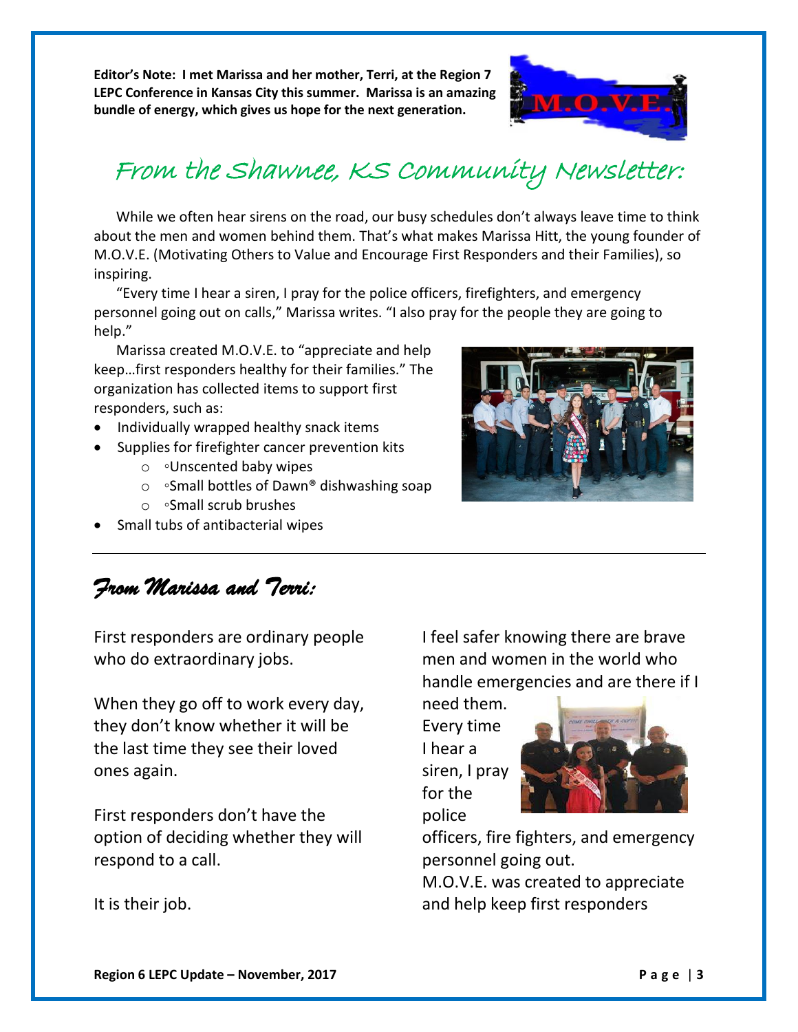**Editor's Note: I met Marissa and her mother, Terri, at the Region 7 LEPC Conference in Kansas City this summer. Marissa is an amazing bundle of energy, which gives us hope for the next generation.**

# *From the Shawnee, KS Community Newsletter:*

While we often hear sirens on the road, our busy schedules don't always leave time to think about the men and women behind them. That's what makes Marissa Hitt, the young founder of M.O.V.E. (Motivating Others to Value and Encourage First Responders and their Families), so inspiring.

"Every time I hear a siren, I pray for the police officers, firefighters, and emergency personnel going out on calls," Marissa writes. "I also pray for the people they are going to help."

Marissa created M.O.V.E. to "appreciate and help keep…first responders healthy for their families." The organization has collected items to support first responders, such as:

- Individually wrapped healthy snack items
- Supplies for firefighter cancer prevention kits
    - ◦Unscented baby wipes
    - ◦Small bottles of Dawn® dishwashing soap
    - ◦Small scrub brushes
- Small tubs of antibacterial wipes

---

## *From Marissa and Terri:*

First responders are ordinary people who do extraordinary jobs.

When they go off to work every day, they don't know whether it will be the last time they see their loved ones again.

First responders don't have the option of deciding whether they will respond to a call.

It is their job.

I feel safer knowing there are brave men and women in the world who handle emergencies and are there if I need them. Every time I hear a siren, I pray for the police officers, fire fighters, and emergency personnel going out.

M.O.V.E. was created to appreciate and help keep first responders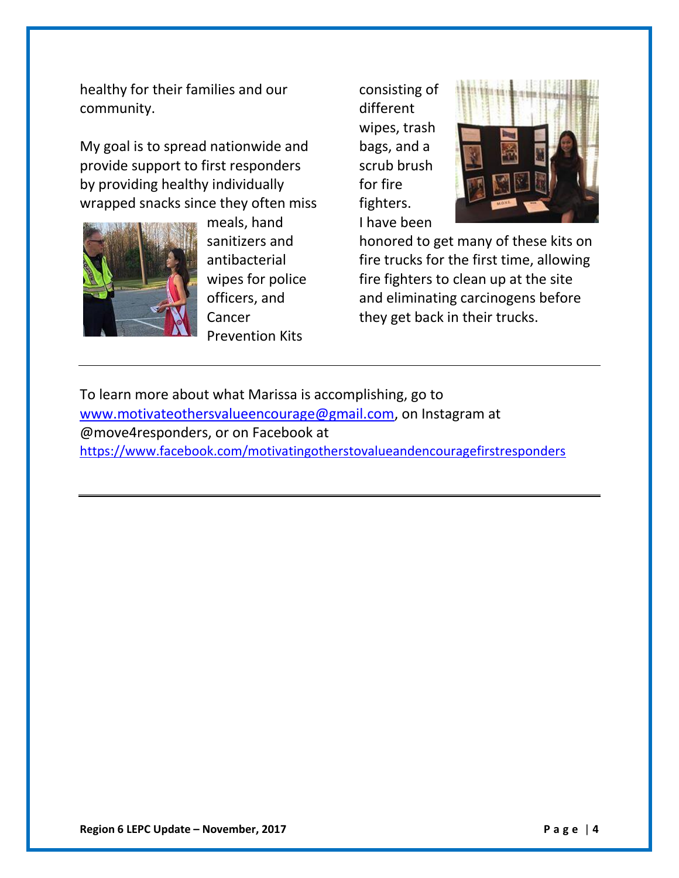healthy for their families and our community.

My goal is to spread nationwide and provide support to first responders by providing healthy individually wrapped snacks since they often miss meals, hand sanitizers and antibacterial wipes for police officers, and Cancer Prevention Kits consisting of different wipes, trash bags, and a scrub brush for fire fighters. I have been honored to get many of these kits on fire trucks for the first time, allowing fire fighters to clean up at the site and eliminating carcinogens before they get back in their trucks.

---

To learn more about what Marissa is accomplishing, go to [www.motivateothersvalueencourage@gmail.com](mailto:www.motivateothersvalueencourage@gmail.com), on Instagram at @move4responders, or on Facebook at [https://www.facebook.com/motivatingotherstovalueandencouragefirstresponders](https://www.facebook.com/motivatingotherstovalueandencouragefirstresponders)

---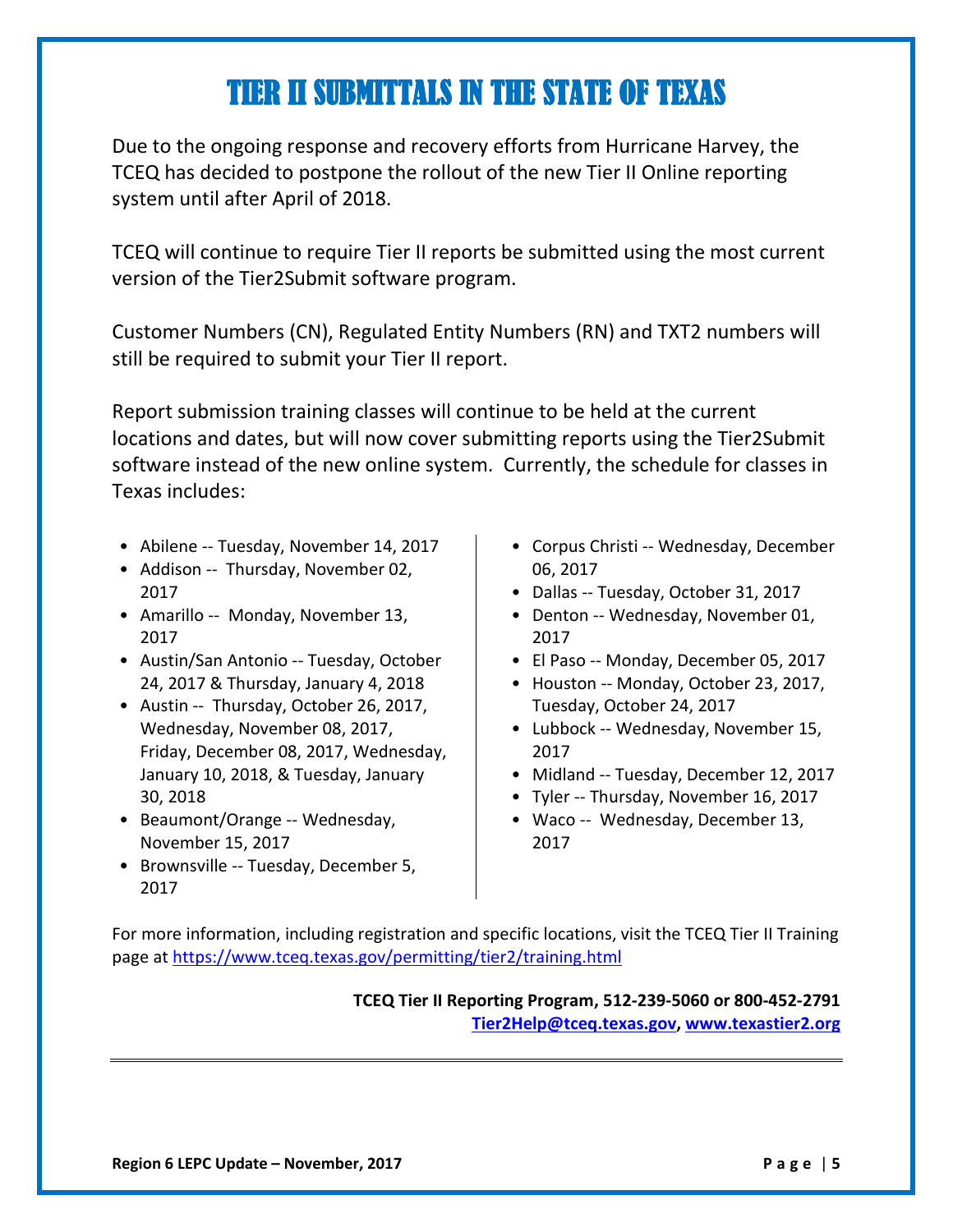# TIER II SUBMITTALS IN THE STATE OF TEXAS

Due to the ongoing response and recovery efforts from Hurricane Harvey, the TCEQ has decided to postpone the rollout of the new Tier II Online reporting system until after April of 2018.

TCEQ will continue to require Tier II reports be submitted using the most current version of the Tier2Submit software program.

Customer Numbers (CN), Regulated Entity Numbers (RN) and TXT2 numbers will still be required to submit your Tier II report.

Report submission training classes will continue to be held at the current locations and dates, but will now cover submitting reports using the Tier2Submit software instead of the new online system. Currently, the schedule for classes in Texas includes:

- Abilene -- Tuesday, November 14, 2017
- Addison -- Thursday, November 02, 2017
- Amarillo -- Monday, November 13, 2017
- Austin/San Antonio -- Tuesday, October 24, 2017 & Thursday, January 4, 2018
- Austin -- Thursday, October 26, 2017, Wednesday, November 08, 2017, Friday, December 08, 2017, Wednesday, January 10, 2018, & Tuesday, January 30, 2018
- Beaumont/Orange -- Wednesday, November 15, 2017
- Brownsville -- Tuesday, December 5, 2017
- Corpus Christi -- Wednesday, December 06, 2017
- Dallas -- Tuesday, October 31, 2017
- Denton -- Wednesday, November 01, 2017
- El Paso -- Monday, December 05, 2017
- Houston -- Monday, October 23, 2017, Tuesday, October 24, 2017
- Lubbock -- Wednesday, November 15, 2017
- Midland -- Tuesday, December 12, 2017
- Tyler -- Thursday, November 16, 2017
- Waco -- Wednesday, December 13, 2017

For more information, including registration and specific locations, visit the TCEQ Tier II Training page at https://www.tceq.texas.gov/permitting/tier2/training.html

**TCEQ Tier II Reporting Program, 512-239-5060 or 800-452-2791**
**Tier2Help@tceq.texas.gov, www.texastier2.org**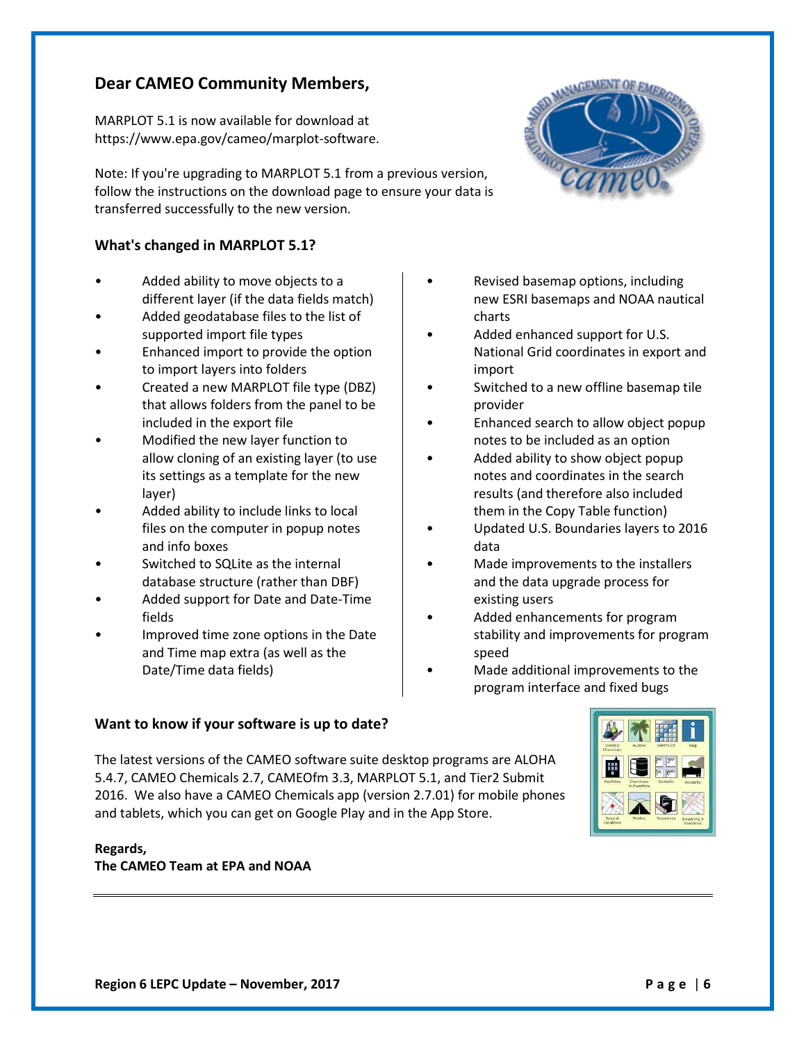## Dear CAMEO Community Members,

MARPLOT 5.1 is now available for download at https://www.epa.gov/cameo/marplot-software.

Note: If you're upgrading to MARPLOT 5.1 from a previous version, follow the instructions on the download page to ensure your data is transferred successfully to the new version.

### What's changed in MARPLOT 5.1?

- Added ability to move objects to a different layer (if the data fields match)
- Added geodatabase files to the list of supported import file types
- Enhanced import to provide the option to import layers into folders
- Created a new MARPLOT file type (DBZ) that allows folders from the panel to be included in the export file
- Modified the new layer function to allow cloning of an existing layer (to use its settings as a template for the new layer)
- Added ability to include links to local files on the computer in popup notes and info boxes
- Switched to SQLite as the internal database structure (rather than DBF)
- Added support for Date and Date-Time fields
- Improved time zone options in the Date and Time map extra (as well as the Date/Time data fields)
- Revised basemap options, including new ESRI basemaps and NOAA nautical charts
- Added enhanced support for U.S. National Grid coordinates in export and import
- Switched to a new offline basemap tile provider
- Enhanced search to allow object popup notes to be included as an option
- Added ability to show object popup notes and coordinates in the search results (and therefore also included them in the Copy Table function)
- Updated U.S. Boundaries layers to 2016 data
- Made improvements to the installers and the data upgrade process for existing users
- Added enhancements for program stability and improvements for program speed
- Made additional improvements to the program interface and fixed bugs

### Want to know if your software is up to date?

The latest versions of the CAMEO software suite desktop programs are ALOHA 5.4.7, CAMEO Chemicals 2.7, CAMEOfm 3.3, MARPLOT 5.1, and Tier2 Submit 2016. We also have a CAMEO Chemicals app (version 2.7.01) for mobile phones and tablets, which you can get on Google Play and in the App Store.

**Regards,**
**The CAMEO Team at EPA and NOAA**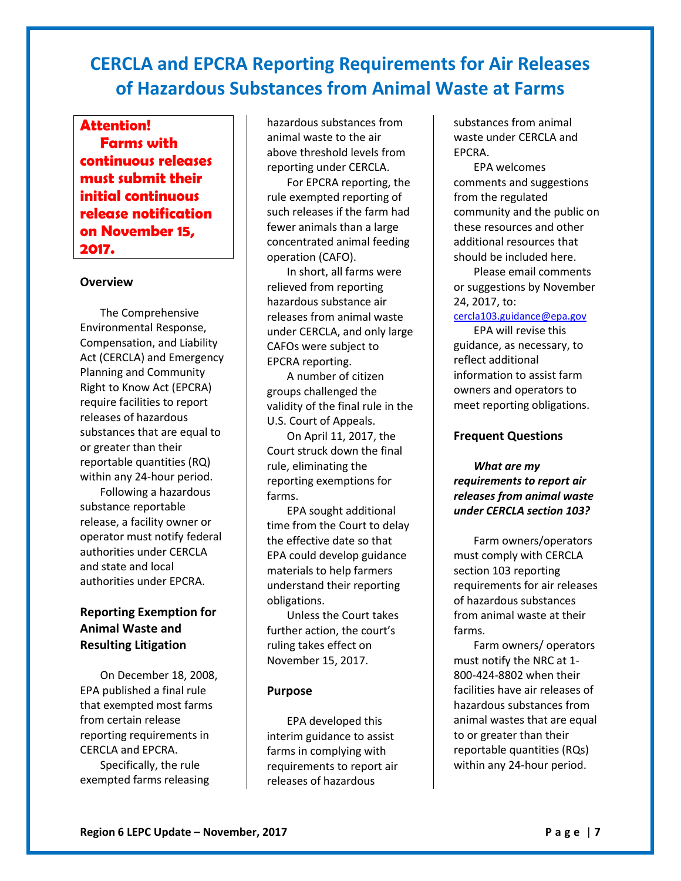# CERCLA and EPCRA Reporting Requirements for Air Releases of Hazardous Substances from Animal Waste at Farms

**Attention!**
**Farms with continuous releases must submit their initial continuous release notification on November 15, 2017.**

## Overview

The Comprehensive Environmental Response, Compensation, and Liability Act (CERCLA) and Emergency Planning and Community Right to Know Act (EPCRA) require facilities to report releases of hazardous substances that are equal to or greater than their reportable quantities (RQ) within any 24-hour period.

Following a hazardous substance reportable release, a facility owner or operator must notify federal authorities under CERCLA and state and local authorities under EPCRA.

## Reporting Exemption for Animal Waste and Resulting Litigation

On December 18, 2008, EPA published a final rule that exempted most farms from certain release reporting requirements in CERCLA and EPCRA.

Specifically, the rule exempted farms releasing hazardous substances from animal waste to the air above threshold levels from reporting under CERCLA.

For EPCRA reporting, the rule exempted reporting of such releases if the farm had fewer animals than a large concentrated animal feeding operation (CAFO).

In short, all farms were relieved from reporting hazardous substance air releases from animal waste under CERCLA, and only large CAFOs were subject to EPCRA reporting.

A number of citizen groups challenged the validity of the final rule in the U.S. Court of Appeals.

On April 11, 2017, the Court struck down the final rule, eliminating the reporting exemptions for farms.

EPA sought additional time from the Court to delay the effective date so that EPA could develop guidance materials to help farmers understand their reporting obligations.

Unless the Court takes further action, the court's ruling takes effect on November 15, 2017.

## Purpose

EPA developed this interim guidance to assist farms in complying with requirements to report air releases of hazardous substances from animal waste under CERCLA and EPCRA.

EPA welcomes comments and suggestions from the regulated community and the public on these resources and other additional resources that should be included here.

Please email comments or suggestions by November 24, 2017, to: cercla103.guidance@epa.gov

EPA will revise this guidance, as necessary, to reflect additional information to assist farm owners and operators to meet reporting obligations.

## Frequent Questions

***What are my requirements to report air releases from animal waste under CERCLA section 103?***

Farm owners/operators must comply with CERCLA section 103 reporting requirements for air releases of hazardous substances from animal waste at their farms.

Farm owners/ operators must notify the NRC at 1-800-424-8802 when their facilities have air releases of hazardous substances from animal wastes that are equal to or greater than their reportable quantities (RQs) within any 24-hour period.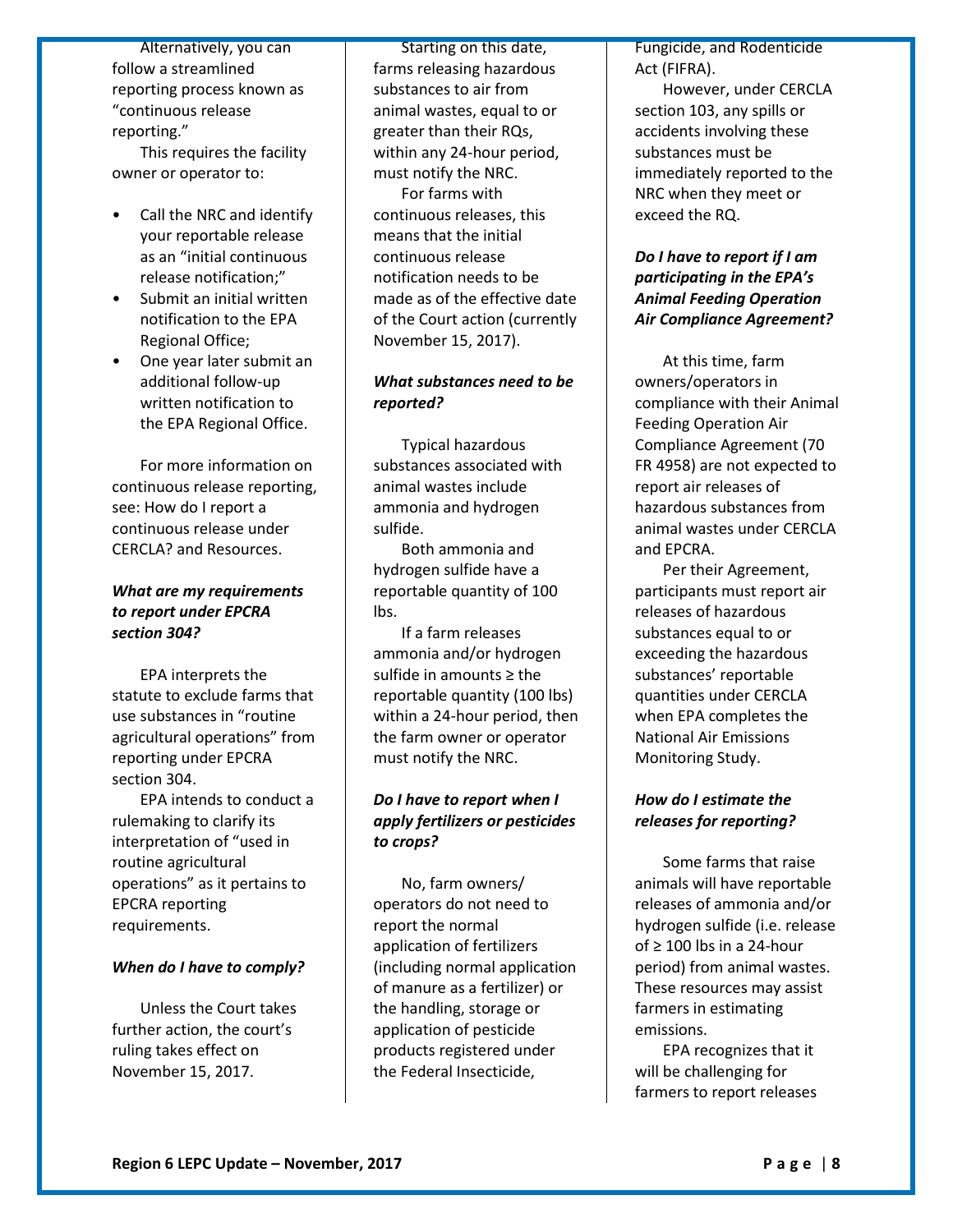Alternatively, you can follow a streamlined reporting process known as "continuous release reporting."

This requires the facility owner or operator to:

- Call the NRC and identify your reportable release as an "initial continuous release notification;"
- Submit an initial written notification to the EPA Regional Office;
- One year later submit an additional follow-up written notification to the EPA Regional Office.

For more information on continuous release reporting, see: How do I report a continuous release under CERCLA? and Resources.

***What are my requirements to report under EPCRA section 304?***

EPA interprets the statute to exclude farms that use substances in "routine agricultural operations" from reporting under EPCRA section 304.

EPA intends to conduct a rulemaking to clarify its interpretation of "used in routine agricultural operations" as it pertains to EPCRA reporting requirements.

***When do I have to comply?***

Unless the Court takes further action, the court's ruling takes effect on November 15, 2017.

Starting on this date, farms releasing hazardous substances to air from animal wastes, equal to or greater than their RQs, within any 24-hour period, must notify the NRC.

For farms with continuous releases, this means that the initial continuous release notification needs to be made as of the effective date of the Court action (currently November 15, 2017).

***What substances need to be reported?***

Typical hazardous substances associated with animal wastes include ammonia and hydrogen sulfide.

Both ammonia and hydrogen sulfide have a reportable quantity of 100 lbs.

If a farm releases ammonia and/or hydrogen sulfide in amounts ≥ the reportable quantity (100 lbs) within a 24-hour period, then the farm owner or operator must notify the NRC.

***Do I have to report when I apply fertilizers or pesticides to crops?***

No, farm owners/ operators do not need to report the normal application of fertilizers (including normal application of manure as a fertilizer) or the handling, storage or application of pesticide products registered under the Federal Insecticide, Fungicide, and Rodenticide Act (FIFRA).

However, under CERCLA section 103, any spills or accidents involving these substances must be immediately reported to the NRC when they meet or exceed the RQ.

***Do I have to report if I am participating in the EPA's Animal Feeding Operation Air Compliance Agreement?***

At this time, farm owners/operators in compliance with their Animal Feeding Operation Air Compliance Agreement (70 FR 4958) are not expected to report air releases of hazardous substances from animal wastes under CERCLA and EPCRA.

Per their Agreement, participants must report air releases of hazardous substances equal to or exceeding the hazardous substances' reportable quantities under CERCLA when EPA completes the National Air Emissions Monitoring Study.

***How do I estimate the releases for reporting?***

Some farms that raise animals will have reportable releases of ammonia and/or hydrogen sulfide (i.e. release of ≥ 100 lbs in a 24-hour period) from animal wastes. These resources may assist farmers in estimating emissions.

EPA recognizes that it will be challenging for farmers to report releases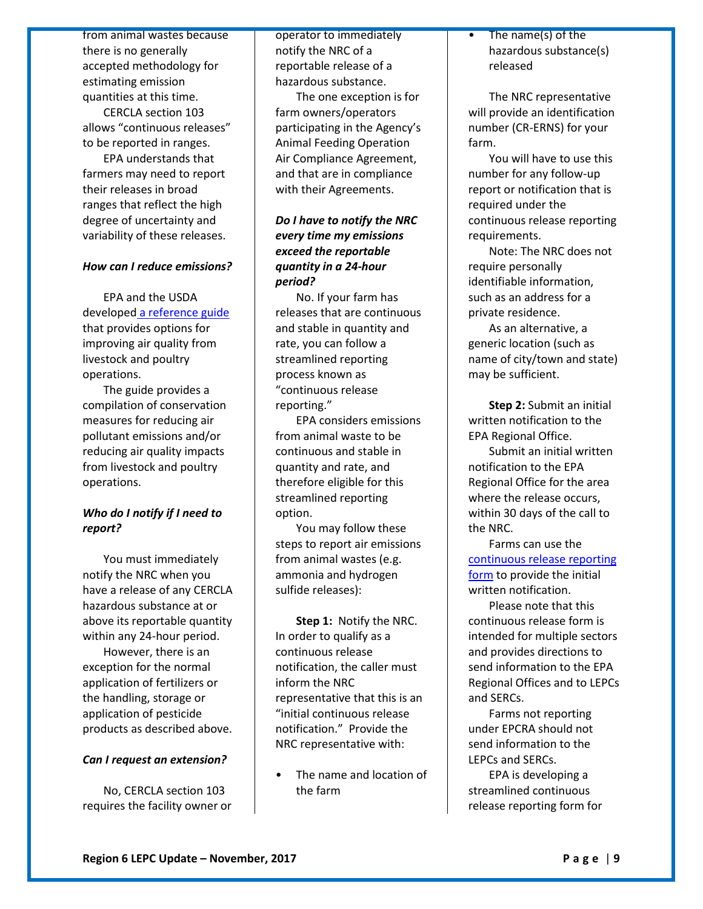from animal wastes because there is no generally accepted methodology for estimating emission quantities at this time.

CERCLA section 103 allows "continuous releases" to be reported in ranges.

EPA understands that farmers may need to report their releases in broad ranges that reflect the high degree of uncertainty and variability of these releases.

***How can I reduce emissions?***

EPA and the USDA developed a reference guide that provides options for improving air quality from livestock and poultry operations.

The guide provides a compilation of conservation measures for reducing air pollutant emissions and/or reducing air quality impacts from livestock and poultry operations.

***Who do I notify if I need to report?***

You must immediately notify the NRC when you have a release of any CERCLA hazardous substance at or above its reportable quantity within any 24-hour period.

However, there is an exception for the normal application of fertilizers or the handling, storage or application of pesticide products as described above.

***Can I request an extension?***

No, CERCLA section 103 requires the facility owner or operator to immediately notify the NRC of a reportable release of a hazardous substance.

The one exception is for farm owners/operators participating in the Agency's Animal Feeding Operation Air Compliance Agreement, and that are in compliance with their Agreements.

***Do I have to notify the NRC every time my emissions exceed the reportable quantity in a 24-hour period?***

No. If your farm has releases that are continuous and stable in quantity and rate, you can follow a streamlined reporting process known as "continuous release reporting."

EPA considers emissions from animal waste to be continuous and stable in quantity and rate, and therefore eligible for this streamlined reporting option.

You may follow these steps to report air emissions from animal wastes (e.g. ammonia and hydrogen sulfide releases):

**Step 1:** Notify the NRC. In order to qualify as a continuous release notification, the caller must inform the NRC representative that this is an "initial continuous release notification." Provide the NRC representative with:

- The name and location of the farm
- The name(s) of the hazardous substance(s) released

The NRC representative will provide an identification number (CR-ERNS) for your farm.

You will have to use this number for any follow-up report or notification that is required under the continuous release reporting requirements.

Note: The NRC does not require personally identifiable information, such as an address for a private residence.

As an alternative, a generic location (such as name of city/town and state) may be sufficient.

**Step 2:** Submit an initial written notification to the EPA Regional Office.

Submit an initial written notification to the EPA Regional Office for the area where the release occurs, within 30 days of the call to the NRC.

Farms can use the continuous release reporting form to provide the initial written notification.

Please note that this continuous release form is intended for multiple sectors and provides directions to send information to the EPA Regional Offices and to LEPCs and SERCs.

Farms not reporting under EPCRA should not send information to the LEPCs and SERCs.

EPA is developing a streamlined continuous release reporting form for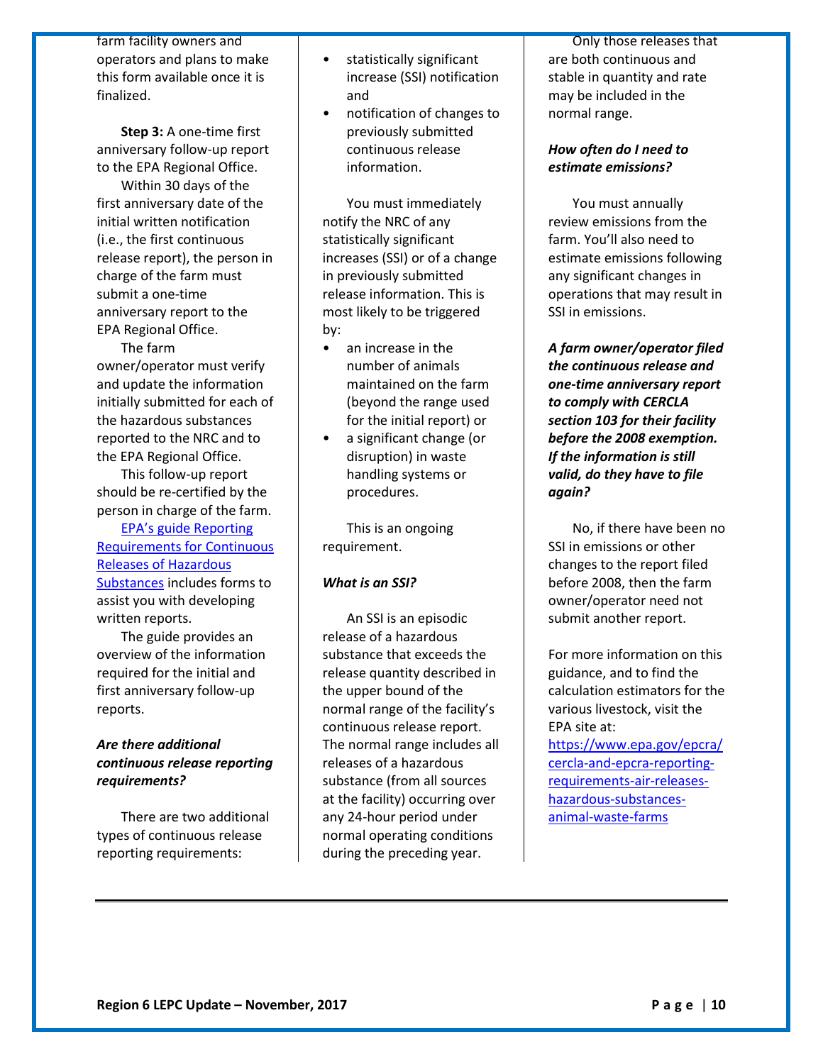farm facility owners and operators and plans to make this form available once it is finalized.

**Step 3:** A one-time first anniversary follow-up report to the EPA Regional Office.

Within 30 days of the first anniversary date of the initial written notification (i.e., the first continuous release report), the person in charge of the farm must submit a one-time anniversary report to the EPA Regional Office.

The farm owner/operator must verify and update the information initially submitted for each of the hazardous substances reported to the NRC and to the EPA Regional Office.

This follow-up report should be re-certified by the person in charge of the farm.

EPA's guide Reporting Requirements for Continuous Releases of Hazardous Substances includes forms to assist you with developing written reports.

The guide provides an overview of the information required for the initial and first anniversary follow-up reports.

***Are there additional continuous release reporting requirements?***

There are two additional types of continuous release reporting requirements:

- statistically significant increase (SSI) notification and
- notification of changes to previously submitted continuous release information.

You must immediately notify the NRC of any statistically significant increases (SSI) or of a change in previously submitted release information. This is most likely to be triggered by:

- an increase in the number of animals maintained on the farm (beyond the range used for the initial report) or
- a significant change (or disruption) in waste handling systems or procedures.

This is an ongoing requirement.

***What is an SSI?***

An SSI is an episodic release of a hazardous substance that exceeds the release quantity described in the upper bound of the normal range of the facility's continuous release report. The normal range includes all releases of a hazardous substance (from all sources at the facility) occurring over any 24-hour period under normal operating conditions during the preceding year.

Only those releases that are both continuous and stable in quantity and rate may be included in the normal range.

***How often do I need to estimate emissions?***

You must annually review emissions from the farm. You'll also need to estimate emissions following any significant changes in operations that may result in SSI in emissions.

***A farm owner/operator filed the continuous release and one-time anniversary report to comply with CERCLA section 103 for their facility before the 2008 exemption. If the information is still valid, do they have to file again?***

No, if there have been no SSI in emissions or other changes to the report filed before 2008, then the farm owner/operator need not submit another report.

For more information on this guidance, and to find the calculation estimators for the various livestock, visit the EPA site at: https://www.epa.gov/epcra/cercla-and-epcra-reporting-requirements-air-releases-hazardous-substances-animal-waste-farms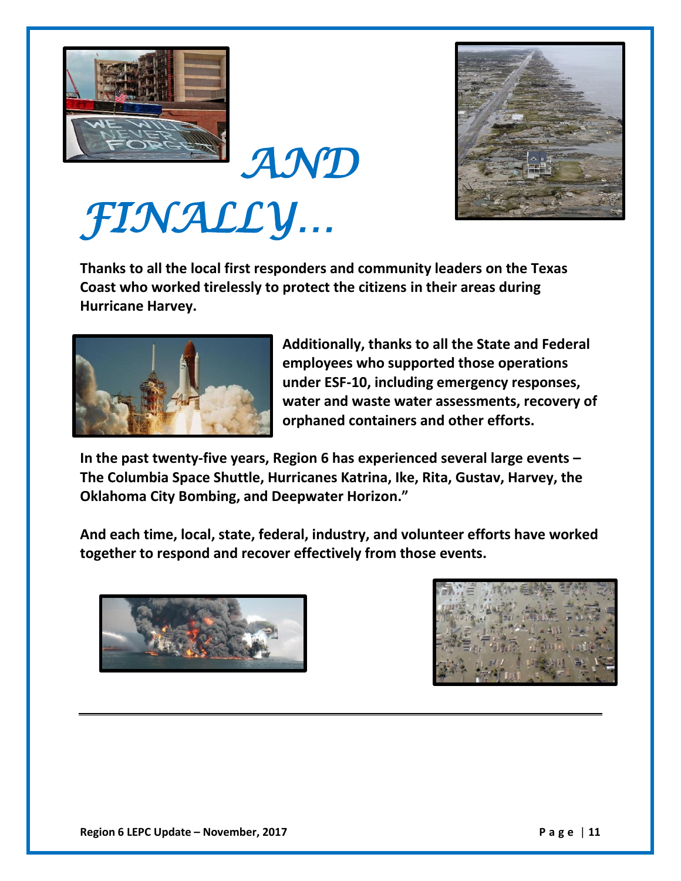# *AND FINALLY…*

**Thanks to all the local first responders and community leaders on the Texas Coast who worked tirelessly to protect the citizens in their areas during Hurricane Harvey.**

**Additionally, thanks to all the State and Federal employees who supported those operations under ESF-10, including emergency responses, water and waste water assessments, recovery of orphaned containers and other efforts.**

**In the past twenty-five years, Region 6 has experienced several large events – The Columbia Space Shuttle, Hurricanes Katrina, Ike, Rita, Gustav, Harvey, the Oklahoma City Bombing, and Deepwater Horizon."**

**And each time, local, state, federal, industry, and volunteer efforts have worked together to respond and recover effectively from those events.**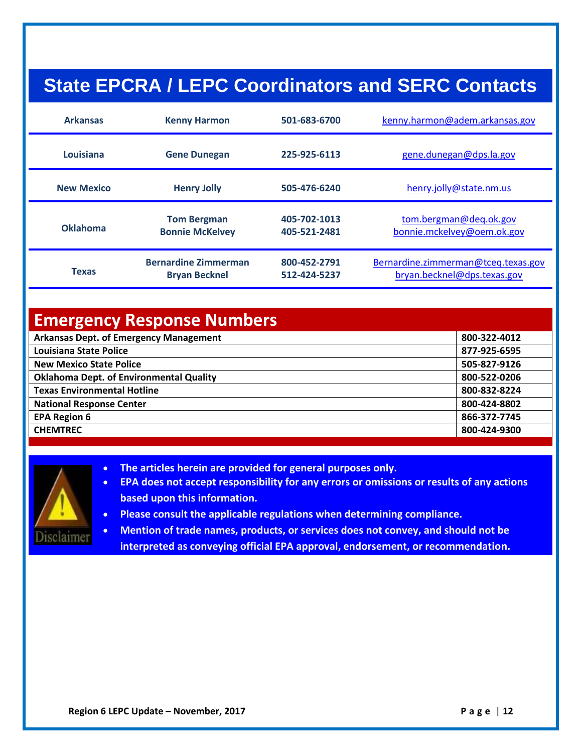# State EPCRA / LEPC Coordinators and SERC Contacts

| | | | |
|---|---|---|---|
| Arkansas | Kenny Harmon | 501-683-6700 | kenny.harmon@adem.arkansas.gov |
| Louisiana | Gene Dunegan | 225-925-6113 | gene.dunegan@dps.la.gov |
| New Mexico | Henry Jolly | 505-476-6240 | henry.jolly@state.nm.us |
| Oklahoma | Tom Bergman<br>Bonnie McKelvey | 405-702-1013<br>405-521-2481 | tom.bergman@deq.ok.gov<br>bonnie.mckelvey@oem.ok.gov |
| Texas | Bernardine Zimmerman<br>Bryan Becknel | 800-452-2791<br>512-424-5237 | Bernardine.zimmerman@tceq.texas.gov<br>bryan.becknel@dps.texas.gov |

## Emergency Response Numbers

| | |
|---|---|
| Arkansas Dept. of Emergency Management | 800-322-4012 |
| Louisiana State Police | 877-925-6595 |
| New Mexico State Police | 505-827-9126 |
| Oklahoma Dept. of Environmental Quality | 800-522-0206 |
| Texas Environmental Hotline | 800-832-8224 |
| National Response Center | 800-424-8802 |
| EPA Region 6 | 866-372-7745 |
| CHEMTREC | 800-424-9300 |

Disclaimer

- **The articles herein are provided for general purposes only.**
- **EPA does not accept responsibility for any errors or omissions or results of any actions based upon this information.**
- **Please consult the applicable regulations when determining compliance.**
- **Mention of trade names, products, or services does not convey, and should not be interpreted as conveying official EPA approval, endorsement, or recommendation.**